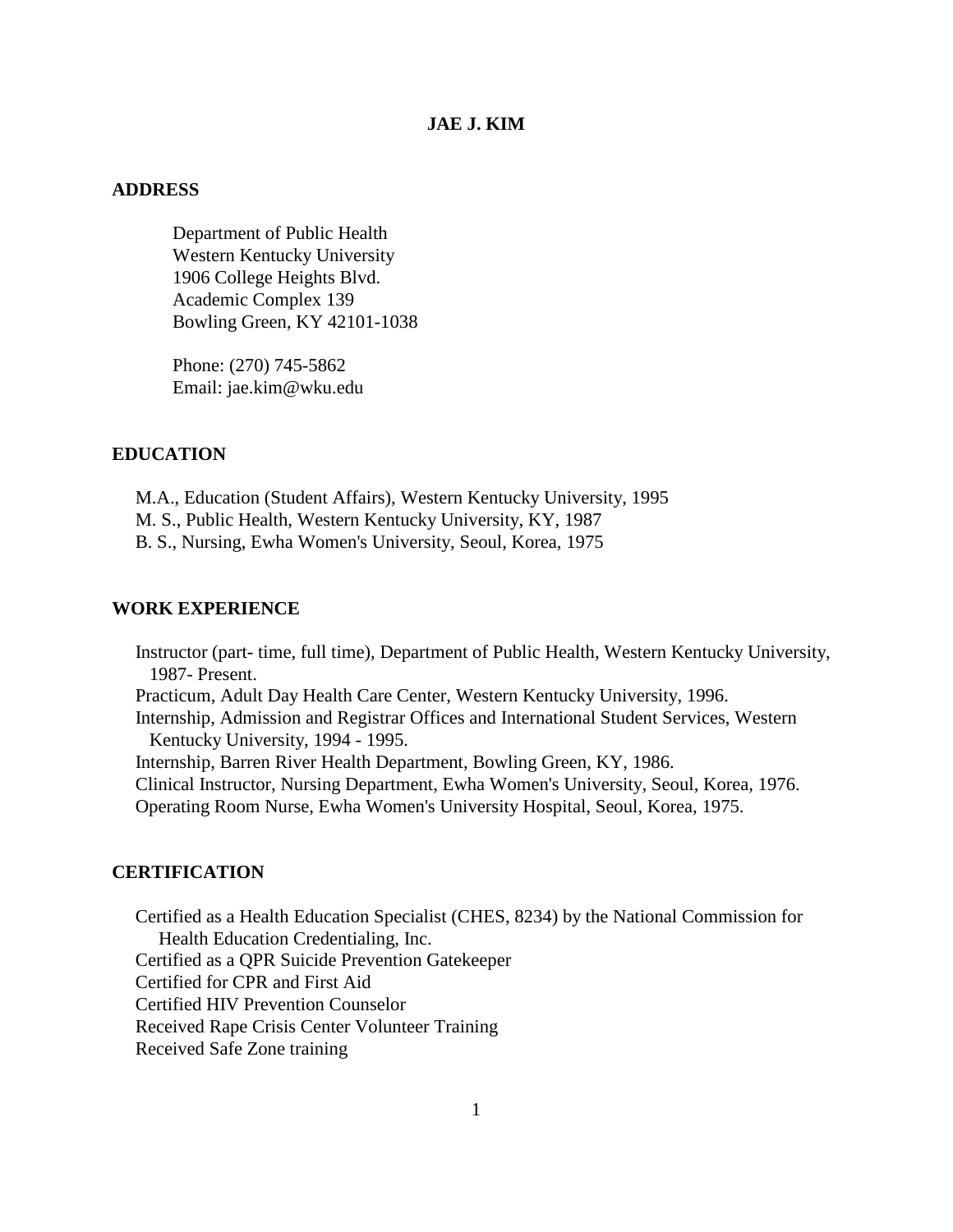# JAE J. KIM

## ADDRESS

Department of Public Health
Western Kentucky University
1906 College Heights Blvd.
Academic Complex 139
Bowling Green, KY 42101-1038

Phone: (270) 745-5862
Email: jae.kim@wku.edu

## EDUCATION

M.A., Education (Student Affairs), Western Kentucky University, 1995
M. S., Public Health, Western Kentucky University, KY, 1987
B. S., Nursing, Ewha Women's University, Seoul, Korea, 1975

## WORK EXPERIENCE

Instructor (part- time, full time), Department of Public Health, Western Kentucky University, 1987- Present.
Practicum, Adult Day Health Care Center, Western Kentucky University, 1996.
Internship, Admission and Registrar Offices and International Student Services, Western Kentucky University, 1994 - 1995.
Internship, Barren River Health Department, Bowling Green, KY, 1986.
Clinical Instructor, Nursing Department, Ewha Women's University, Seoul, Korea, 1976.
Operating Room Nurse, Ewha Women's University Hospital, Seoul, Korea, 1975.

## CERTIFICATION

Certified as a Health Education Specialist (CHES, 8234) by the National Commission for Health Education Credentialing, Inc.
Certified as a QPR Suicide Prevention Gatekeeper
Certified for CPR and First Aid
Certified HIV Prevention Counselor
Received Rape Crisis Center Volunteer Training
Received Safe Zone training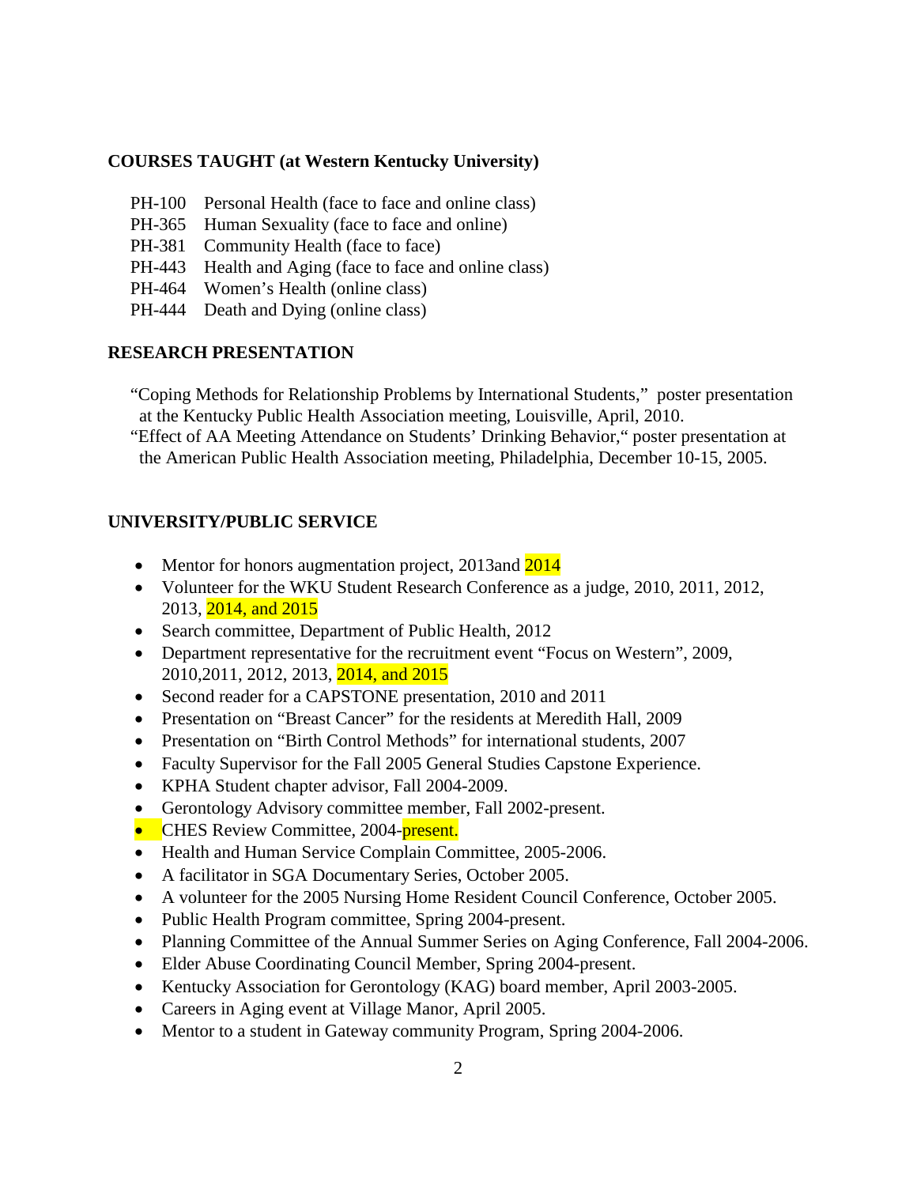**COURSES TAUGHT (at Western Kentucky University)**

PH-100 Personal Health (face to face and online class)
PH-365 Human Sexuality (face to face and online)
PH-381 Community Health (face to face)
PH-443 Health and Aging (face to face and online class)
PH-464 Women's Health (online class)
PH-444 Death and Dying (online class)

**RESEARCH PRESENTATION**

"Coping Methods for Relationship Problems by International Students," poster presentation at the Kentucky Public Health Association meeting, Louisville, April, 2010.
"Effect of AA Meeting Attendance on Students' Drinking Behavior," poster presentation at the American Public Health Association meeting, Philadelphia, December 10-15, 2005.

**UNIVERSITY/PUBLIC SERVICE**

- Mentor for honors augmentation project, 2013and 2014
- Volunteer for the WKU Student Research Conference as a judge, 2010, 2011, 2012, 2013, 2014, and 2015
- Search committee, Department of Public Health, 2012
- Department representative for the recruitment event "Focus on Western", 2009, 2010,2011, 2012, 2013, 2014, and 2015
- Second reader for a CAPSTONE presentation, 2010 and 2011
- Presentation on "Breast Cancer" for the residents at Meredith Hall, 2009
- Presentation on "Birth Control Methods" for international students, 2007
- Faculty Supervisor for the Fall 2005 General Studies Capstone Experience.
- KPHA Student chapter advisor, Fall 2004-2009.
- Gerontology Advisory committee member, Fall 2002-present.
- CHES Review Committee, 2004-present.
- Health and Human Service Complain Committee, 2005-2006.
- A facilitator in SGA Documentary Series, October 2005.
- A volunteer for the 2005 Nursing Home Resident Council Conference, October 2005.
- Public Health Program committee, Spring 2004-present.
- Planning Committee of the Annual Summer Series on Aging Conference, Fall 2004-2006.
- Elder Abuse Coordinating Council Member, Spring 2004-present.
- Kentucky Association for Gerontology (KAG) board member, April 2003-2005.
- Careers in Aging event at Village Manor, April 2005.
- Mentor to a student in Gateway community Program, Spring 2004-2006.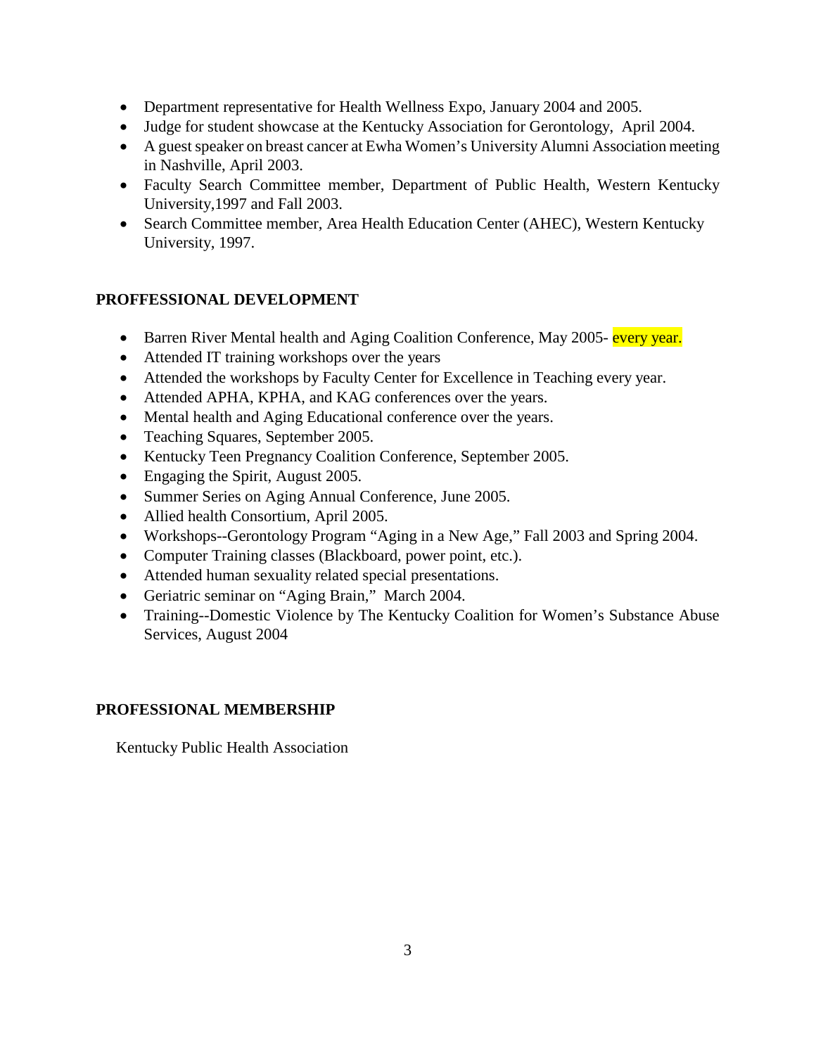- Department representative for Health Wellness Expo, January 2004 and 2005.
- Judge for student showcase at the Kentucky Association for Gerontology,  April 2004.
- A guest speaker on breast cancer at Ewha Women's University Alumni Association meeting in Nashville, April 2003.
- Faculty Search Committee member, Department of Public Health, Western Kentucky University,1997 and Fall 2003.
- Search Committee member, Area Health Education Center (AHEC), Western Kentucky University, 1997.

## PROFFESSIONAL DEVELOPMENT

- Barren River Mental health and Aging Coalition Conference, May 2005- every year.
- Attended IT training workshops over the years
- Attended the workshops by Faculty Center for Excellence in Teaching every year.
- Attended APHA, KPHA, and KAG conferences over the years.
- Mental health and Aging Educational conference over the years.
- Teaching Squares, September 2005.
- Kentucky Teen Pregnancy Coalition Conference, September 2005.
- Engaging the Spirit, August 2005.
- Summer Series on Aging Annual Conference, June 2005.
- Allied health Consortium, April 2005.
- Workshops--Gerontology Program "Aging in a New Age," Fall 2003 and Spring 2004.
- Computer Training classes (Blackboard, power point, etc.).
- Attended human sexuality related special presentations.
- Geriatric seminar on "Aging Brain,"  March 2004.
- Training--Domestic Violence by The Kentucky Coalition for Women's Substance Abuse Services, August 2004

## PROFESSIONAL MEMBERSHIP

Kentucky Public Health Association